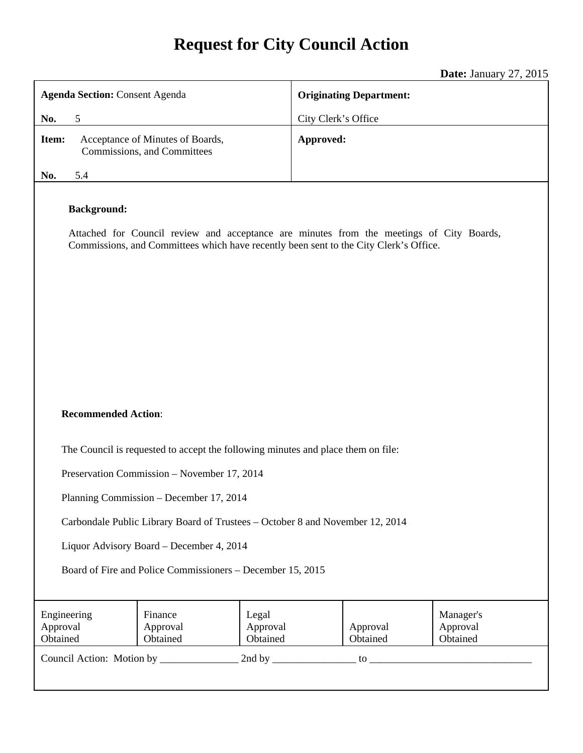# Request for City Council Action

**Date:** January 27, 2015

| **Agenda Section:** Consent Agenda<br><br>**No.** 5 | **Originating Department:**<br><br>City Clerk's Office |
|---|---|
| **Item:** Acceptance of Minutes of Boards, Commissions, and Committees<br><br>**No.** 5.4 | **Approved:** |

**Background:**

Attached for Council review and acceptance are minutes from the meetings of City Boards, Commissions, and Committees which have recently been sent to the City Clerk's Office.

**Recommended Action**:

The Council is requested to accept the following minutes and place them on file:

Preservation Commission – November 17, 2014

Planning Commission – December 17, 2014

Carbondale Public Library Board of Trustees – October 8 and November 12, 2014

Liquor Advisory Board – December 4, 2014

Board of Fire and Police Commissioners – December 15, 2015

| Engineering Approval Obtained | Finance Approval Obtained | Legal Approval Obtained | Approval Obtained | Manager's Approval Obtained |
|---|---|---|---|---|

Council Action: Motion by _______________ 2nd by ________________ to _______________________________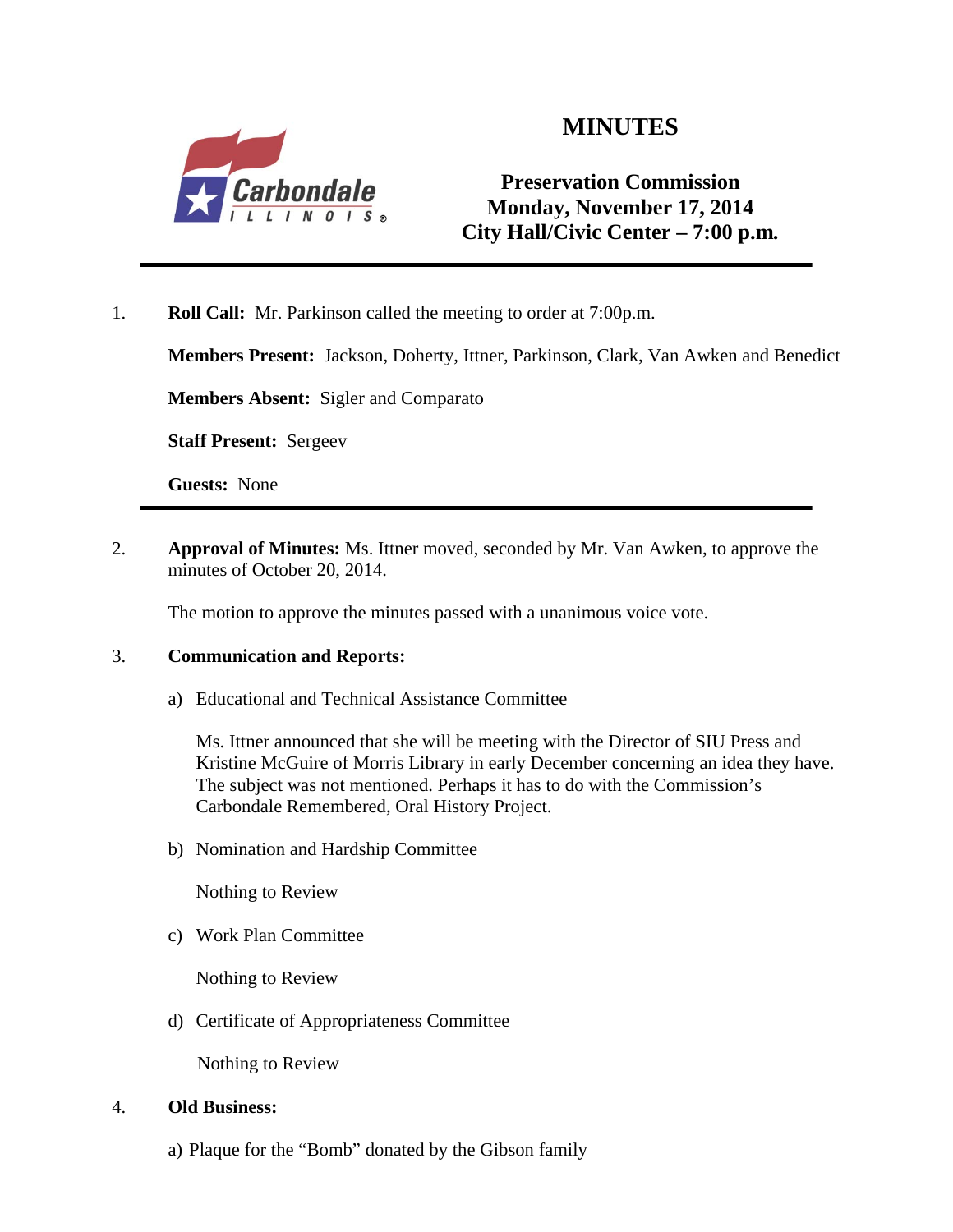# MINUTES

**Preservation Commission**
**Monday, November 17, 2014**
**City Hall/Civic Center – 7:00 p.m.**

---

1. **Roll Call:** Mr. Parkinson called the meeting to order at 7:00p.m.

   **Members Present:** Jackson, Doherty, Ittner, Parkinson, Clark, Van Awken and Benedict

   **Members Absent:** Sigler and Comparato

   **Staff Present:** Sergeev

   **Guests:** None

---

2. **Approval of Minutes:** Ms. Ittner moved, seconded by Mr. Van Awken, to approve the minutes of October 20, 2014.

   The motion to approve the minutes passed with a unanimous voice vote.

3. **Communication and Reports:**

   a) Educational and Technical Assistance Committee

      Ms. Ittner announced that she will be meeting with the Director of SIU Press and Kristine McGuire of Morris Library in early December concerning an idea they have. The subject was not mentioned. Perhaps it has to do with the Commission's Carbondale Remembered, Oral History Project.

   b) Nomination and Hardship Committee

      Nothing to Review

   c) Work Plan Committee

      Nothing to Review

   d) Certificate of Appropriateness Committee

      Nothing to Review

4. **Old Business:**

   a) Plaque for the "Bomb" donated by the Gibson family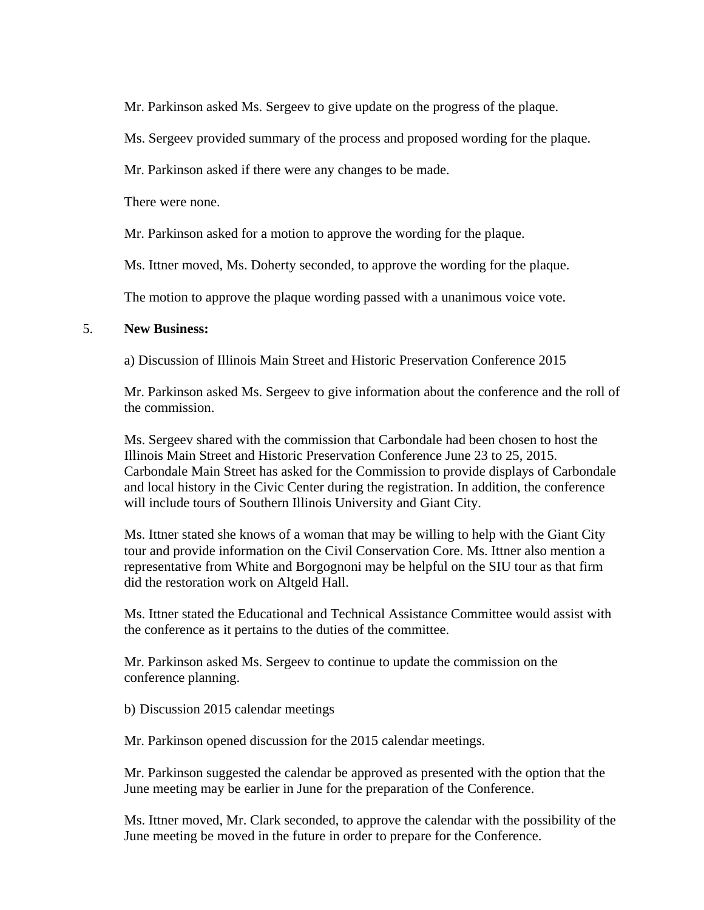Mr. Parkinson asked Ms. Sergeev to give update on the progress of the plaque.

Ms. Sergeev provided summary of the process and proposed wording for the plaque.

Mr. Parkinson asked if there were any changes to be made.

There were none.

Mr. Parkinson asked for a motion to approve the wording for the plaque.

Ms. Ittner moved, Ms. Doherty seconded, to approve the wording for the plaque.

The motion to approve the plaque wording passed with a unanimous voice vote.

5. **New Business:**

a) Discussion of Illinois Main Street and Historic Preservation Conference 2015

Mr. Parkinson asked Ms. Sergeev to give information about the conference and the roll of the commission.

Ms. Sergeev shared with the commission that Carbondale had been chosen to host the Illinois Main Street and Historic Preservation Conference June 23 to 25, 2015. Carbondale Main Street has asked for the Commission to provide displays of Carbondale and local history in the Civic Center during the registration. In addition, the conference will include tours of Southern Illinois University and Giant City.

Ms. Ittner stated she knows of a woman that may be willing to help with the Giant City tour and provide information on the Civil Conservation Core. Ms. Ittner also mention a representative from White and Borgognoni may be helpful on the SIU tour as that firm did the restoration work on Altgeld Hall.

Ms. Ittner stated the Educational and Technical Assistance Committee would assist with the conference as it pertains to the duties of the committee.

Mr. Parkinson asked Ms. Sergeev to continue to update the commission on the conference planning.

b) Discussion 2015 calendar meetings

Mr. Parkinson opened discussion for the 2015 calendar meetings.

Mr. Parkinson suggested the calendar be approved as presented with the option that the June meeting may be earlier in June for the preparation of the Conference.

Ms. Ittner moved, Mr. Clark seconded, to approve the calendar with the possibility of the June meeting be moved in the future in order to prepare for the Conference.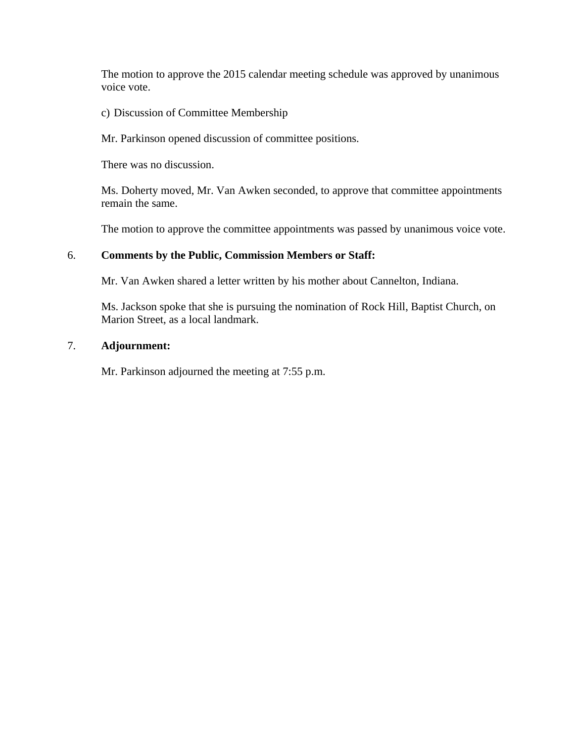The motion to approve the 2015 calendar meeting schedule was approved by unanimous voice vote.

c) Discussion of Committee Membership

Mr. Parkinson opened discussion of committee positions.

There was no discussion.

Ms. Doherty moved, Mr. Van Awken seconded, to approve that committee appointments remain the same.

The motion to approve the committee appointments was passed by unanimous voice vote.

6. **Comments by the Public, Commission Members or Staff:**

Mr. Van Awken shared a letter written by his mother about Cannelton, Indiana.

Ms. Jackson spoke that she is pursuing the nomination of Rock Hill, Baptist Church, on Marion Street, as a local landmark.

7. **Adjournment:**

Mr. Parkinson adjourned the meeting at 7:55 p.m.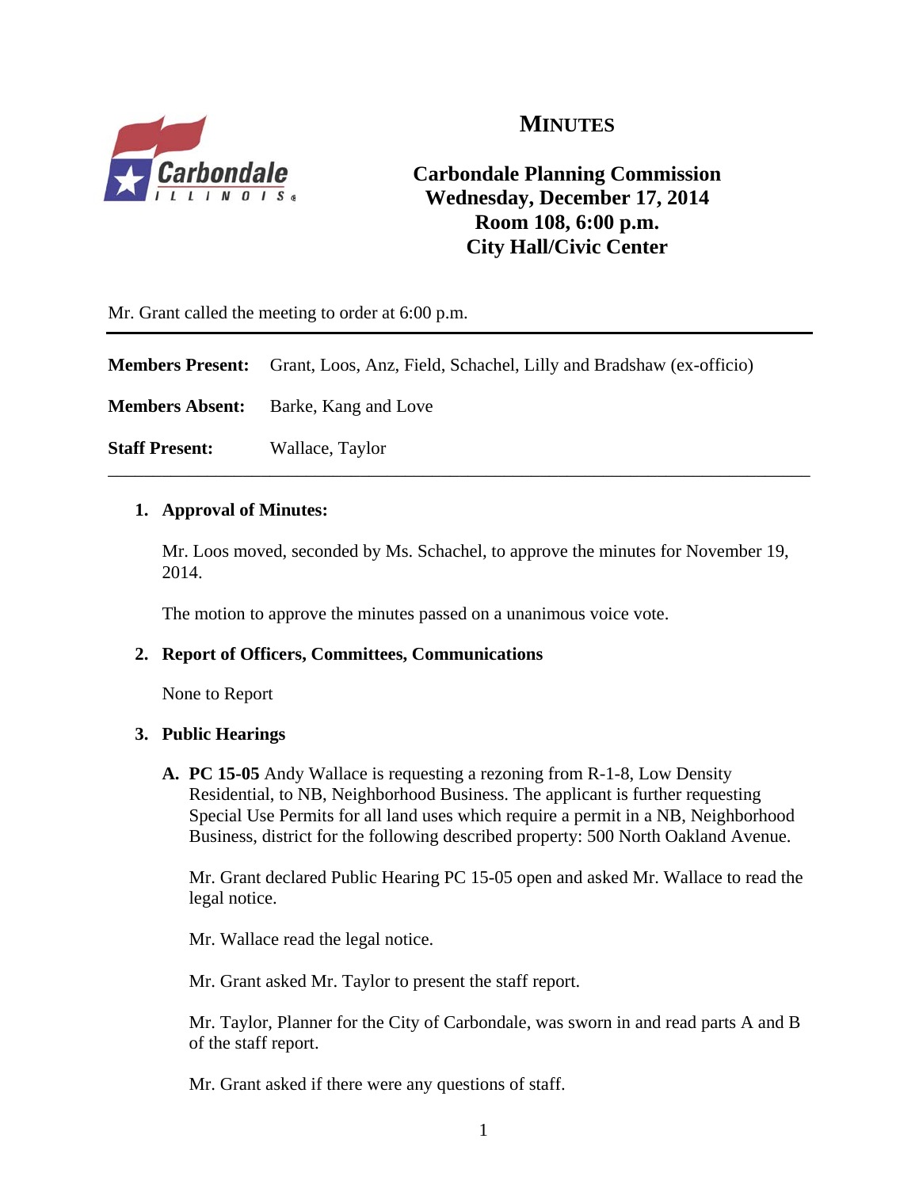# MINUTES

## Carbondale Planning Commission
## Wednesday, December 17, 2014
## Room 108, 6:00 p.m.
## City Hall/Civic Center

Mr. Grant called the meeting to order at 6:00 p.m.

---

**Members Present:** Grant, Loos, Anz, Field, Schachel, Lilly and Bradshaw (ex-officio)

**Members Absent:** Barke, Kang and Love

**Staff Present:** Wallace, Taylor

---

1. **Approval of Minutes:**

   Mr. Loos moved, seconded by Ms. Schachel, to approve the minutes for November 19, 2014.

   The motion to approve the minutes passed on a unanimous voice vote.

2. **Report of Officers, Committees, Communications**

   None to Report

3. **Public Hearings**

   A. **PC 15-05** Andy Wallace is requesting a rezoning from R-1-8, Low Density Residential, to NB, Neighborhood Business. The applicant is further requesting Special Use Permits for all land uses which require a permit in a NB, Neighborhood Business, district for the following described property: 500 North Oakland Avenue.

   Mr. Grant declared Public Hearing PC 15-05 open and asked Mr. Wallace to read the legal notice.

   Mr. Wallace read the legal notice.

   Mr. Grant asked Mr. Taylor to present the staff report.

   Mr. Taylor, Planner for the City of Carbondale, was sworn in and read parts A and B of the staff report.

   Mr. Grant asked if there were any questions of staff.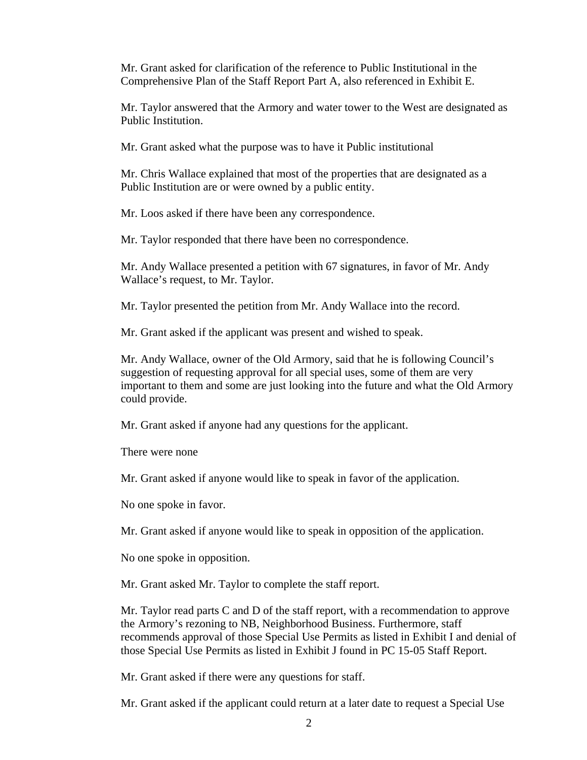Mr. Grant asked for clarification of the reference to Public Institutional in the Comprehensive Plan of the Staff Report Part A, also referenced in Exhibit E.

Mr. Taylor answered that the Armory and water tower to the West are designated as Public Institution.

Mr. Grant asked what the purpose was to have it Public institutional

Mr. Chris Wallace explained that most of the properties that are designated as a Public Institution are or were owned by a public entity.

Mr. Loos asked if there have been any correspondence.

Mr. Taylor responded that there have been no correspondence.

Mr. Andy Wallace presented a petition with 67 signatures, in favor of Mr. Andy Wallace's request, to Mr. Taylor.

Mr. Taylor presented the petition from Mr. Andy Wallace into the record.

Mr. Grant asked if the applicant was present and wished to speak.

Mr. Andy Wallace, owner of the Old Armory, said that he is following Council's suggestion of requesting approval for all special uses, some of them are very important to them and some are just looking into the future and what the Old Armory could provide.

Mr. Grant asked if anyone had any questions for the applicant.

There were none

Mr. Grant asked if anyone would like to speak in favor of the application.

No one spoke in favor.

Mr. Grant asked if anyone would like to speak in opposition of the application.

No one spoke in opposition.

Mr. Grant asked Mr. Taylor to complete the staff report.

Mr. Taylor read parts C and D of the staff report, with a recommendation to approve the Armory's rezoning to NB, Neighborhood Business. Furthermore, staff recommends approval of those Special Use Permits as listed in Exhibit I and denial of those Special Use Permits as listed in Exhibit J found in PC 15-05 Staff Report.

Mr. Grant asked if there were any questions for staff.

Mr. Grant asked if the applicant could return at a later date to request a Special Use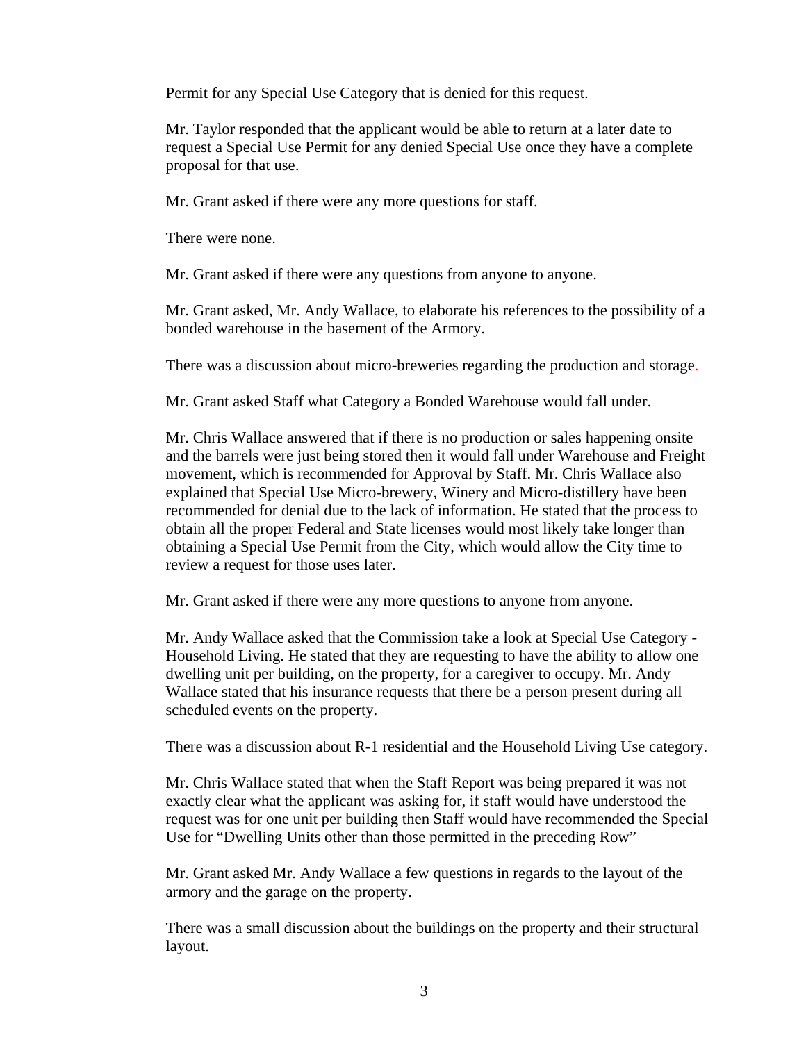Permit for any Special Use Category that is denied for this request.

Mr. Taylor responded that the applicant would be able to return at a later date to request a Special Use Permit for any denied Special Use once they have a complete proposal for that use.

Mr. Grant asked if there were any more questions for staff.

There were none.

Mr. Grant asked if there were any questions from anyone to anyone.

Mr. Grant asked, Mr. Andy Wallace, to elaborate his references to the possibility of a bonded warehouse in the basement of the Armory.

There was a discussion about micro-breweries regarding the production and storage.

Mr. Grant asked Staff what Category a Bonded Warehouse would fall under.

Mr. Chris Wallace answered that if there is no production or sales happening onsite and the barrels were just being stored then it would fall under Warehouse and Freight movement, which is recommended for Approval by Staff. Mr. Chris Wallace also explained that Special Use Micro-brewery, Winery and Micro-distillery have been recommended for denial due to the lack of information. He stated that the process to obtain all the proper Federal and State licenses would most likely take longer than obtaining a Special Use Permit from the City, which would allow the City time to review a request for those uses later.

Mr. Grant asked if there were any more questions to anyone from anyone.

Mr. Andy Wallace asked that the Commission take a look at Special Use Category - Household Living. He stated that they are requesting to have the ability to allow one dwelling unit per building, on the property, for a caregiver to occupy. Mr. Andy Wallace stated that his insurance requests that there be a person present during all scheduled events on the property.

There was a discussion about R-1 residential and the Household Living Use category.

Mr. Chris Wallace stated that when the Staff Report was being prepared it was not exactly clear what the applicant was asking for, if staff would have understood the request was for one unit per building then Staff would have recommended the Special Use for "Dwelling Units other than those permitted in the preceding Row"

Mr. Grant asked Mr. Andy Wallace a few questions in regards to the layout of the armory and the garage on the property.

There was a small discussion about the buildings on the property and their structural layout.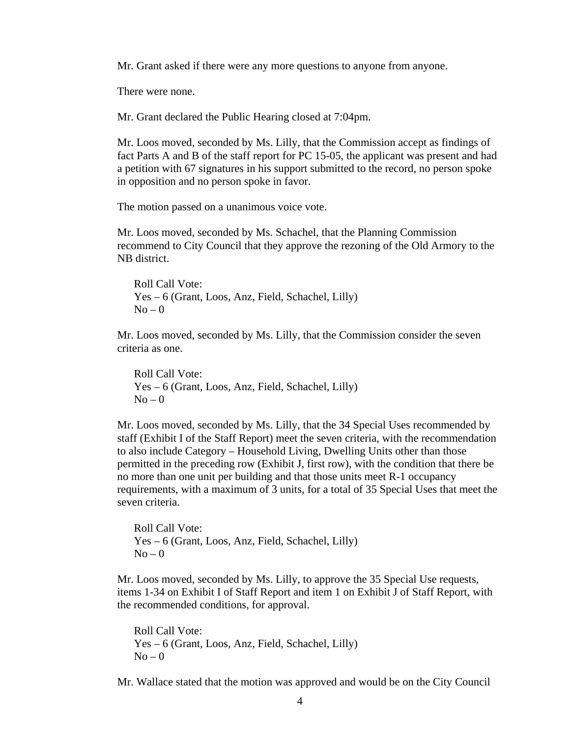Mr. Grant asked if there were any more questions to anyone from anyone.

There were none.

Mr. Grant declared the Public Hearing closed at 7:04pm.

Mr. Loos moved, seconded by Ms. Lilly, that the Commission accept as findings of fact Parts A and B of the staff report for PC 15-05, the applicant was present and had a petition with 67 signatures in his support submitted to the record, no person spoke in opposition and no person spoke in favor.

The motion passed on a unanimous voice vote.

Mr. Loos moved, seconded by Ms. Schachel, that the Planning Commission recommend to City Council that they approve the rezoning of the Old Armory to the NB district.

Roll Call Vote:
Yes – 6 (Grant, Loos, Anz, Field, Schachel, Lilly)
No – 0

Mr. Loos moved, seconded by Ms. Lilly, that the Commission consider the seven criteria as one.

Roll Call Vote:
Yes – 6 (Grant, Loos, Anz, Field, Schachel, Lilly)
No – 0

Mr. Loos moved, seconded by Ms. Lilly, that the 34 Special Uses recommended by staff (Exhibit I of the Staff Report) meet the seven criteria, with the recommendation to also include Category – Household Living, Dwelling Units other than those permitted in the preceding row (Exhibit J, first row), with the condition that there be no more than one unit per building and that those units meet R-1 occupancy requirements, with a maximum of 3 units, for a total of 35 Special Uses that meet the seven criteria.

Roll Call Vote:
Yes – 6 (Grant, Loos, Anz, Field, Schachel, Lilly)
No – 0

Mr. Loos moved, seconded by Ms. Lilly, to approve the 35 Special Use requests, items 1-34 on Exhibit I of Staff Report and item 1 on Exhibit J of Staff Report, with the recommended conditions, for approval.

Roll Call Vote:
Yes – 6 (Grant, Loos, Anz, Field, Schachel, Lilly)
No – 0

Mr. Wallace stated that the motion was approved and would be on the City Council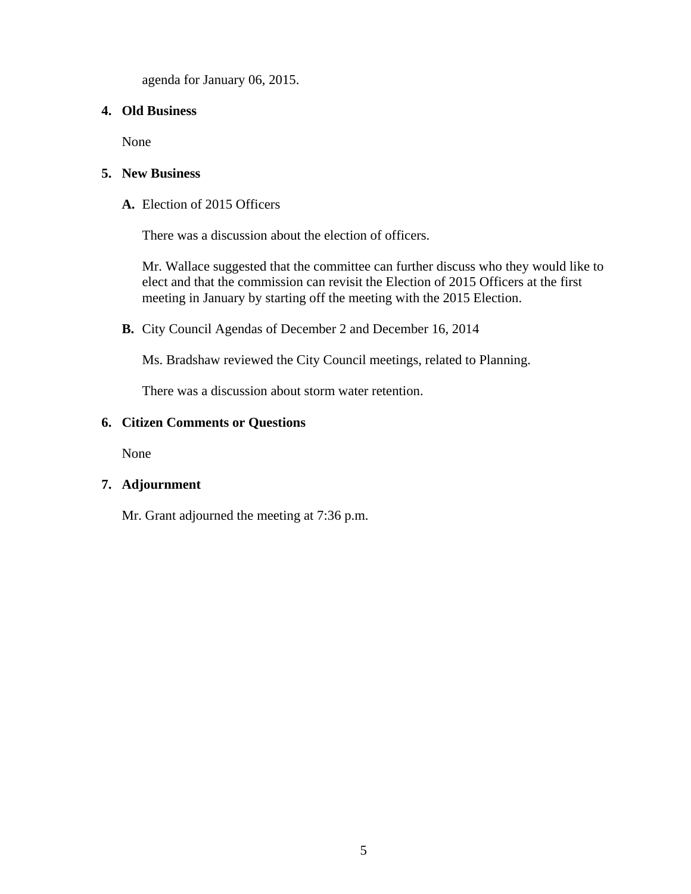agenda for January 06, 2015.

**4. Old Business**

None

**5. New Business**

**A.** Election of 2015 Officers

There was a discussion about the election of officers.

Mr. Wallace suggested that the committee can further discuss who they would like to elect and that the commission can revisit the Election of 2015 Officers at the first meeting in January by starting off the meeting with the 2015 Election.

**B.** City Council Agendas of December 2 and December 16, 2014

Ms. Bradshaw reviewed the City Council meetings, related to Planning.

There was a discussion about storm water retention.

**6. Citizen Comments or Questions**

None

**7. Adjournment**

Mr. Grant adjourned the meeting at 7:36 p.m.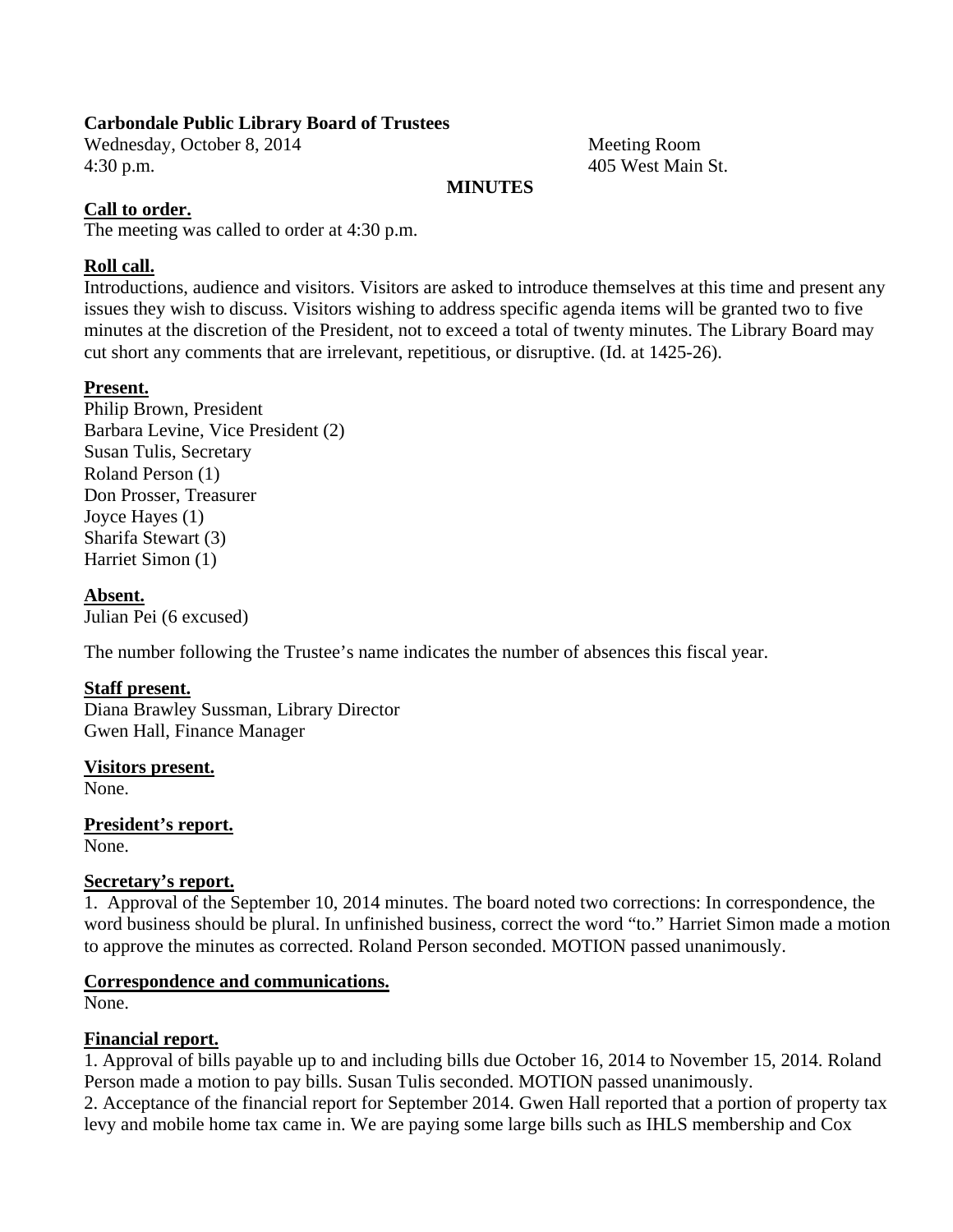**Carbondale Public Library Board of Trustees**

Wednesday, October 8, 2014

4:30 p.m.

Meeting Room

405 West Main St.

**MINUTES**

**Call to order.**

The meeting was called to order at 4:30 p.m.

**Roll call.**

Introductions, audience and visitors. Visitors are asked to introduce themselves at this time and present any issues they wish to discuss. Visitors wishing to address specific agenda items will be granted two to five minutes at the discretion of the President, not to exceed a total of twenty minutes. The Library Board may cut short any comments that are irrelevant, repetitious, or disruptive. (Id. at 1425-26).

**Present.**

Philip Brown, President
Barbara Levine, Vice President (2)
Susan Tulis, Secretary
Roland Person (1)
Don Prosser, Treasurer
Joyce Hayes (1)
Sharifa Stewart (3)
Harriet Simon (1)

**Absent.**

Julian Pei (6 excused)

The number following the Trustee's name indicates the number of absences this fiscal year.

**Staff present.**

Diana Brawley Sussman, Library Director
Gwen Hall, Finance Manager

**Visitors present.**

None.

**President's report.**

None.

**Secretary's report.**

1. Approval of the September 10, 2014 minutes. The board noted two corrections: In correspondence, the word business should be plural. In unfinished business, correct the word "to." Harriet Simon made a motion to approve the minutes as corrected. Roland Person seconded. MOTION passed unanimously.

**Correspondence and communications.**

None.

**Financial report.**

1. Approval of bills payable up to and including bills due October 16, 2014 to November 15, 2014. Roland Person made a motion to pay bills. Susan Tulis seconded. MOTION passed unanimously.
2. Acceptance of the financial report for September 2014. Gwen Hall reported that a portion of property tax levy and mobile home tax came in. We are paying some large bills such as IHLS membership and Cox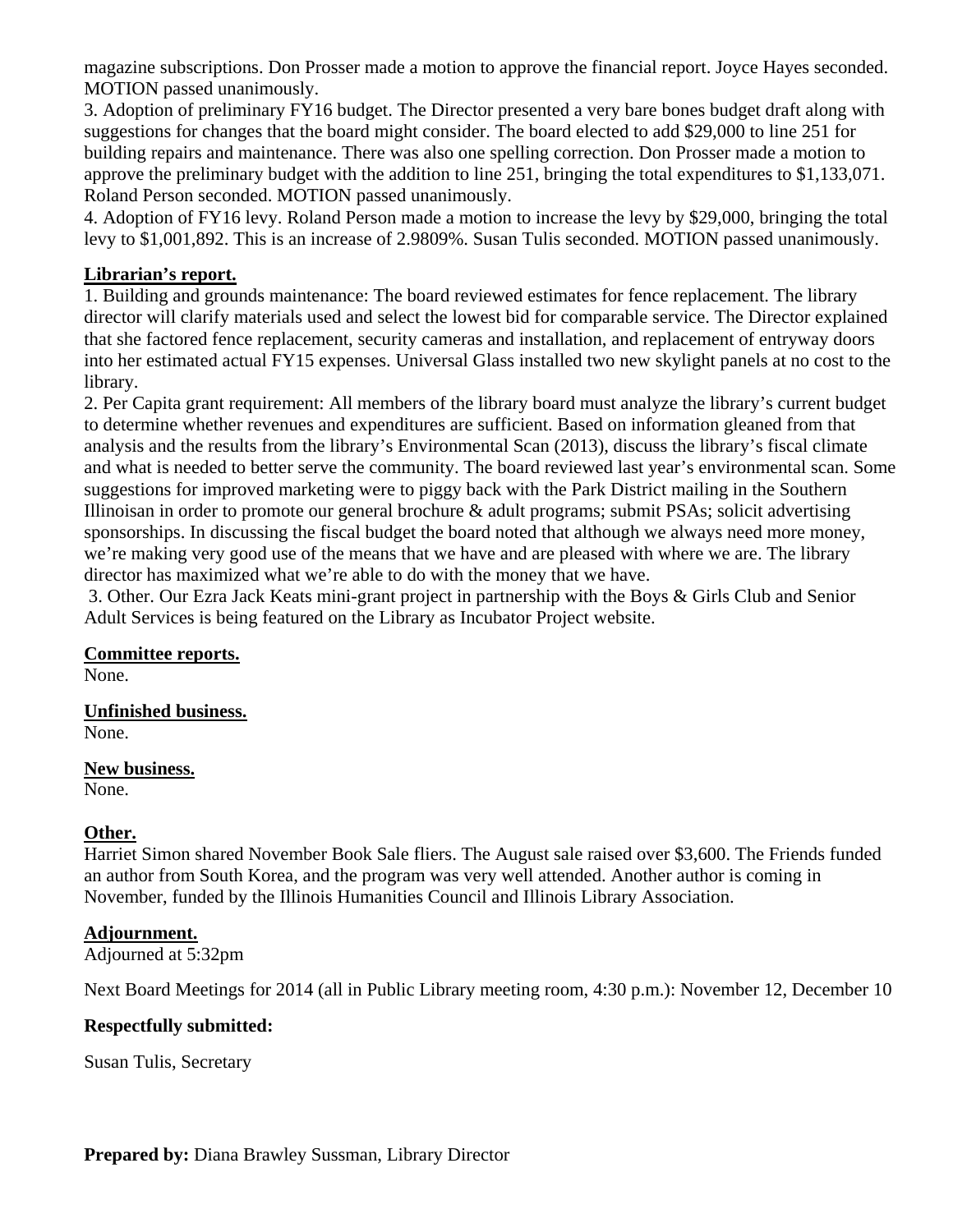magazine subscriptions. Don Prosser made a motion to approve the financial report. Joyce Hayes seconded. MOTION passed unanimously.

3. Adoption of preliminary FY16 budget. The Director presented a very bare bones budget draft along with suggestions for changes that the board might consider. The board elected to add $29,000 to line 251 for building repairs and maintenance. There was also one spelling correction. Don Prosser made a motion to approve the preliminary budget with the addition to line 251, bringing the total expenditures to $1,133,071. Roland Person seconded. MOTION passed unanimously.

4. Adoption of FY16 levy. Roland Person made a motion to increase the levy by $29,000, bringing the total levy to $1,001,892. This is an increase of 2.9809%. Susan Tulis seconded. MOTION passed unanimously.

**Librarian's report.**

1. Building and grounds maintenance: The board reviewed estimates for fence replacement. The library director will clarify materials used and select the lowest bid for comparable service. The Director explained that she factored fence replacement, security cameras and installation, and replacement of entryway doors into her estimated actual FY15 expenses. Universal Glass installed two new skylight panels at no cost to the library.

2. Per Capita grant requirement: All members of the library board must analyze the library's current budget to determine whether revenues and expenditures are sufficient. Based on information gleaned from that analysis and the results from the library's Environmental Scan (2013), discuss the library's fiscal climate and what is needed to better serve the community. The board reviewed last year's environmental scan. Some suggestions for improved marketing were to piggy back with the Park District mailing in the Southern Illinoisan in order to promote our general brochure & adult programs; submit PSAs; solicit advertising sponsorships. In discussing the fiscal budget the board noted that although we always need more money, we're making very good use of the means that we have and are pleased with where we are. The library director has maximized what we're able to do with the money that we have.

3. Other. Our Ezra Jack Keats mini-grant project in partnership with the Boys & Girls Club and Senior Adult Services is being featured on the Library as Incubator Project website.

**Committee reports.**

None.

**Unfinished business.**

None.

**New business.**

None.

**Other.**

Harriet Simon shared November Book Sale fliers. The August sale raised over $3,600. The Friends funded an author from South Korea, and the program was very well attended. Another author is coming in November, funded by the Illinois Humanities Council and Illinois Library Association.

**Adjournment.**

Adjourned at 5:32pm

Next Board Meetings for 2014 (all in Public Library meeting room, 4:30 p.m.): November 12, December 10

**Respectfully submitted:**

Susan Tulis, Secretary

**Prepared by:** Diana Brawley Sussman, Library Director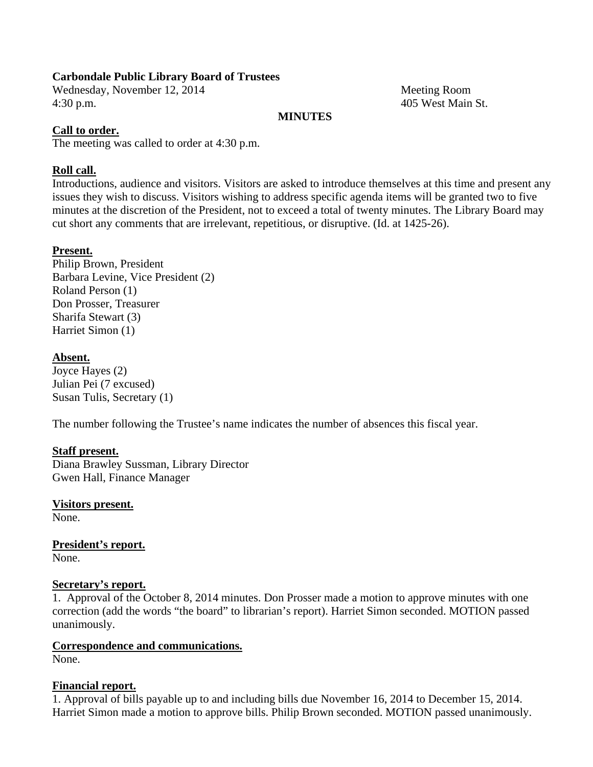**Carbondale Public Library Board of Trustees**

Wednesday, November 12, 2014 — Meeting Room
4:30 p.m. — 405 West Main St.

**MINUTES**

**Call to order.**
The meeting was called to order at 4:30 p.m.

**Roll call.**
Introductions, audience and visitors. Visitors are asked to introduce themselves at this time and present any issues they wish to discuss. Visitors wishing to address specific agenda items will be granted two to five minutes at the discretion of the President, not to exceed a total of twenty minutes. The Library Board may cut short any comments that are irrelevant, repetitious, or disruptive. (Id. at 1425-26).

**Present.**
Philip Brown, President
Barbara Levine, Vice President (2)
Roland Person (1)
Don Prosser, Treasurer
Sharifa Stewart (3)
Harriet Simon (1)

**Absent.**
Joyce Hayes (2)
Julian Pei (7 excused)
Susan Tulis, Secretary (1)

The number following the Trustee's name indicates the number of absences this fiscal year.

**Staff present.**
Diana Brawley Sussman, Library Director
Gwen Hall, Finance Manager

**Visitors present.**
None.

**President's report.**
None.

**Secretary's report.**
1. Approval of the October 8, 2014 minutes. Don Prosser made a motion to approve minutes with one correction (add the words "the board" to librarian's report). Harriet Simon seconded. MOTION passed unanimously.

**Correspondence and communications.**
None.

**Financial report.**
1. Approval of bills payable up to and including bills due November 16, 2014 to December 15, 2014. Harriet Simon made a motion to approve bills. Philip Brown seconded. MOTION passed unanimously.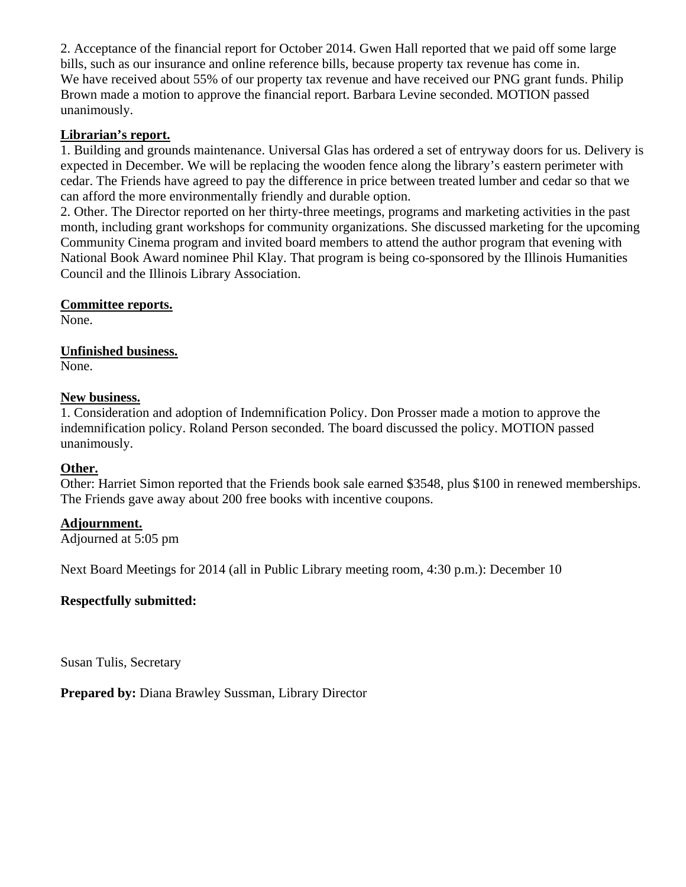2. Acceptance of the financial report for October 2014. Gwen Hall reported that we paid off some large bills, such as our insurance and online reference bills, because property tax revenue has come in. We have received about 55% of our property tax revenue and have received our PNG grant funds. Philip Brown made a motion to approve the financial report. Barbara Levine seconded. MOTION passed unanimously.

**Librarian's report.**

1. Building and grounds maintenance. Universal Glas has ordered a set of entryway doors for us. Delivery is expected in December. We will be replacing the wooden fence along the library's eastern perimeter with cedar. The Friends have agreed to pay the difference in price between treated lumber and cedar so that we can afford the more environmentally friendly and durable option.
2. Other. The Director reported on her thirty-three meetings, programs and marketing activities in the past month, including grant workshops for community organizations. She discussed marketing for the upcoming Community Cinema program and invited board members to attend the author program that evening with National Book Award nominee Phil Klay. That program is being co-sponsored by the Illinois Humanities Council and the Illinois Library Association.

**Committee reports.**

None.

**Unfinished business.**

None.

**New business.**

1. Consideration and adoption of Indemnification Policy. Don Prosser made a motion to approve the indemnification policy. Roland Person seconded. The board discussed the policy. MOTION passed unanimously.

**Other.**

Other: Harriet Simon reported that the Friends book sale earned $3548, plus $100 in renewed memberships. The Friends gave away about 200 free books with incentive coupons.

**Adjournment.**

Adjourned at 5:05 pm

Next Board Meetings for 2014 (all in Public Library meeting room, 4:30 p.m.): December 10

**Respectfully submitted:**

Susan Tulis, Secretary

**Prepared by:** Diana Brawley Sussman, Library Director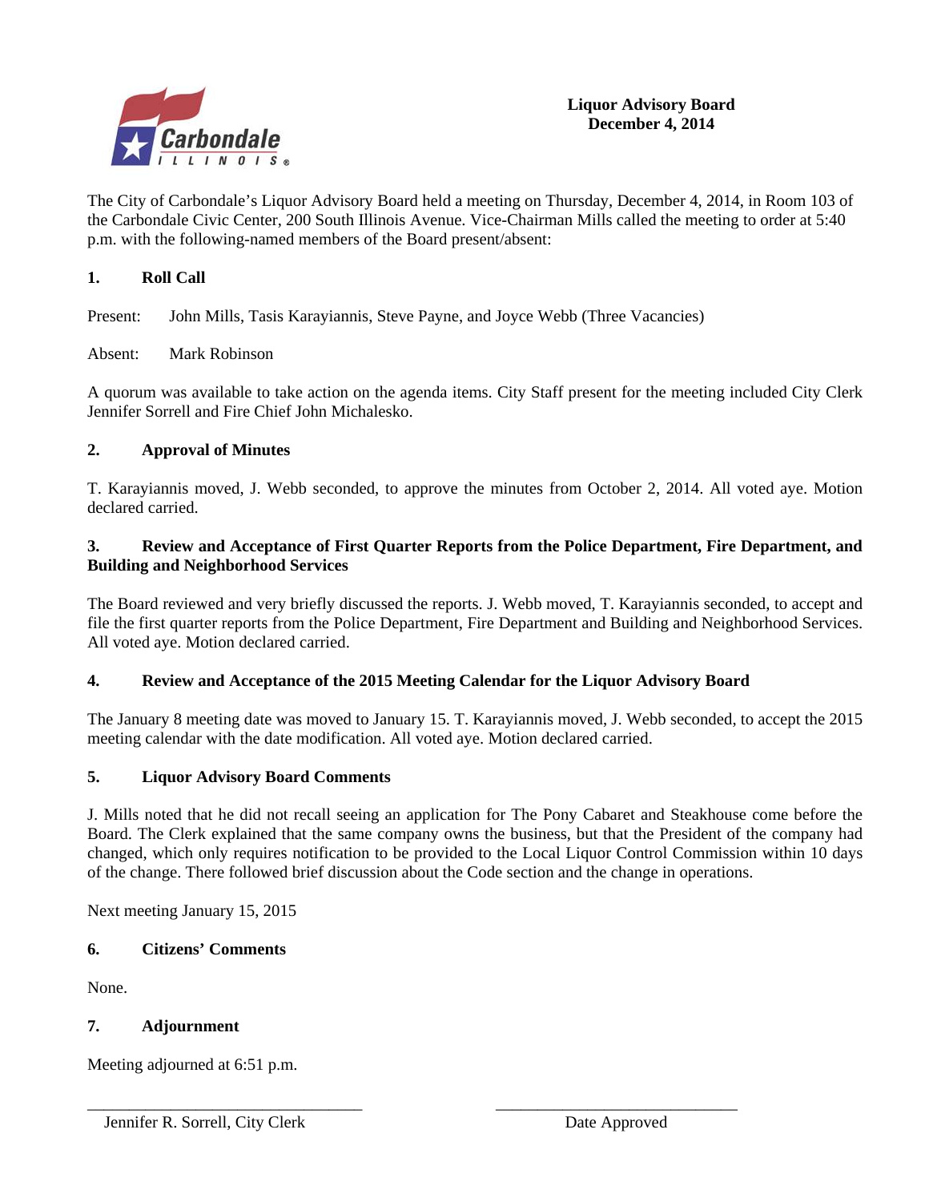**Liquor Advisory Board**
**December 4, 2014**

The City of Carbondale's Liquor Advisory Board held a meeting on Thursday, December 4, 2014, in Room 103 of the Carbondale Civic Center, 200 South Illinois Avenue. Vice-Chairman Mills called the meeting to order at 5:40 p.m. with the following-named members of the Board present/absent:

## 1. Roll Call

Present: John Mills, Tasis Karayiannis, Steve Payne, and Joyce Webb (Three Vacancies)

Absent: Mark Robinson

A quorum was available to take action on the agenda items. City Staff present for the meeting included City Clerk Jennifer Sorrell and Fire Chief John Michalesko.

## 2. Approval of Minutes

T. Karayiannis moved, J. Webb seconded, to approve the minutes from October 2, 2014. All voted aye. Motion declared carried.

## 3. Review and Acceptance of First Quarter Reports from the Police Department, Fire Department, and Building and Neighborhood Services

The Board reviewed and very briefly discussed the reports. J. Webb moved, T. Karayiannis seconded, to accept and file the first quarter reports from the Police Department, Fire Department and Building and Neighborhood Services. All voted aye. Motion declared carried.

## 4. Review and Acceptance of the 2015 Meeting Calendar for the Liquor Advisory Board

The January 8 meeting date was moved to January 15. T. Karayiannis moved, J. Webb seconded, to accept the 2015 meeting calendar with the date modification. All voted aye. Motion declared carried.

## 5. Liquor Advisory Board Comments

J. Mills noted that he did not recall seeing an application for The Pony Cabaret and Steakhouse come before the Board. The Clerk explained that the same company owns the business, but that the President of the company had changed, which only requires notification to be provided to the Local Liquor Control Commission within 10 days of the change. There followed brief discussion about the Code section and the change in operations.

Next meeting January 15, 2015

## 6. Citizens' Comments

None.

## 7. Adjournment

Meeting adjourned at 6:51 p.m.

\_\_\_\_\_\_\_\_\_\_\_\_\_\_\_\_\_\_\_\_\_\_\_\_\_\_\_\_\_\_ Jennifer R. Sorrell, City Clerk

\_\_\_\_\_\_\_\_\_\_\_\_\_\_\_\_\_\_\_\_\_\_\_\_\_\_\_\_\_\_ Date Approved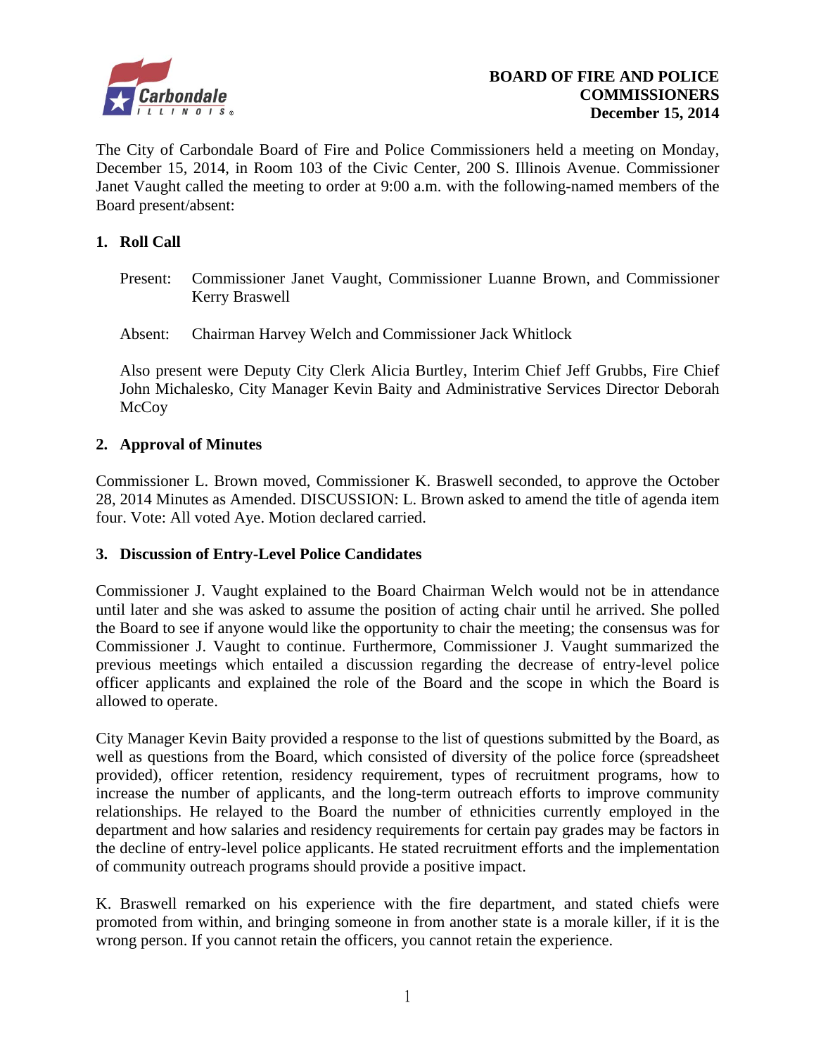**BOARD OF FIRE AND POLICE COMMISSIONERS**
**December 15, 2014**

The City of Carbondale Board of Fire and Police Commissioners held a meeting on Monday, December 15, 2014, in Room 103 of the Civic Center, 200 S. Illinois Avenue. Commissioner Janet Vaught called the meeting to order at 9:00 a.m. with the following-named members of the Board present/absent:

## 1. Roll Call

Present: Commissioner Janet Vaught, Commissioner Luanne Brown, and Commissioner Kerry Braswell

Absent: Chairman Harvey Welch and Commissioner Jack Whitlock

Also present were Deputy City Clerk Alicia Burtley, Interim Chief Jeff Grubbs, Fire Chief John Michalesko, City Manager Kevin Baity and Administrative Services Director Deborah McCoy

## 2. Approval of Minutes

Commissioner L. Brown moved, Commissioner K. Braswell seconded, to approve the October 28, 2014 Minutes as Amended. DISCUSSION: L. Brown asked to amend the title of agenda item four. Vote: All voted Aye. Motion declared carried.

## 3. Discussion of Entry-Level Police Candidates

Commissioner J. Vaught explained to the Board Chairman Welch would not be in attendance until later and she was asked to assume the position of acting chair until he arrived. She polled the Board to see if anyone would like the opportunity to chair the meeting; the consensus was for Commissioner J. Vaught to continue. Furthermore, Commissioner J. Vaught summarized the previous meetings which entailed a discussion regarding the decrease of entry-level police officer applicants and explained the role of the Board and the scope in which the Board is allowed to operate.

City Manager Kevin Baity provided a response to the list of questions submitted by the Board, as well as questions from the Board, which consisted of diversity of the police force (spreadsheet provided), officer retention, residency requirement, types of recruitment programs, how to increase the number of applicants, and the long-term outreach efforts to improve community relationships. He relayed to the Board the number of ethnicities currently employed in the department and how salaries and residency requirements for certain pay grades may be factors in the decline of entry-level police applicants. He stated recruitment efforts and the implementation of community outreach programs should provide a positive impact.

K. Braswell remarked on his experience with the fire department, and stated chiefs were promoted from within, and bringing someone in from another state is a morale killer, if it is the wrong person. If you cannot retain the officers, you cannot retain the experience.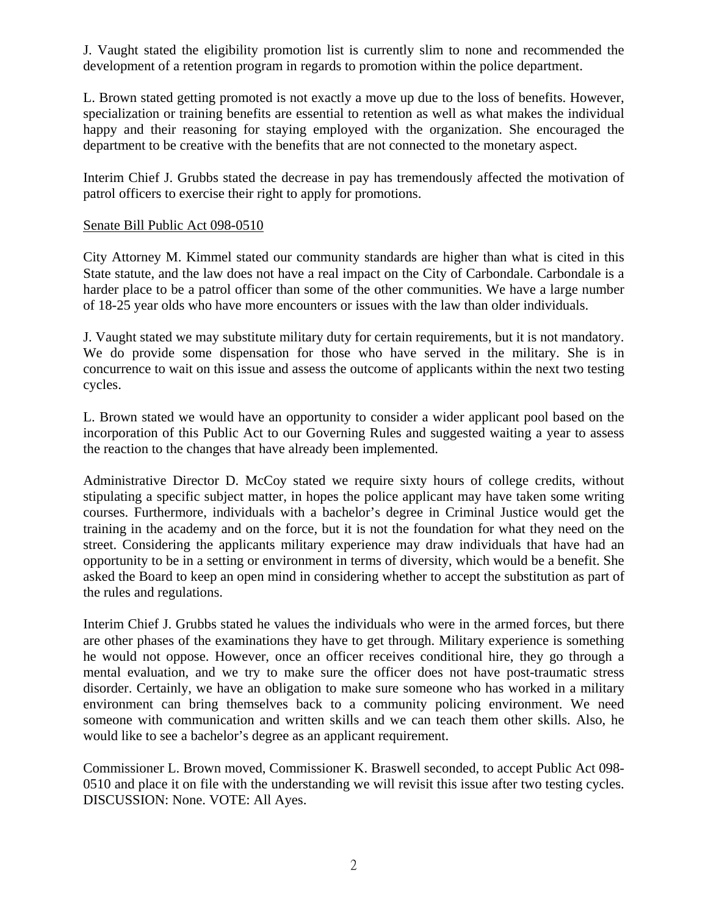J. Vaught stated the eligibility promotion list is currently slim to none and recommended the development of a retention program in regards to promotion within the police department.

L. Brown stated getting promoted is not exactly a move up due to the loss of benefits. However, specialization or training benefits are essential to retention as well as what makes the individual happy and their reasoning for staying employed with the organization. She encouraged the department to be creative with the benefits that are not connected to the monetary aspect.

Interim Chief J. Grubbs stated the decrease in pay has tremendously affected the motivation of patrol officers to exercise their right to apply for promotions.

Senate Bill Public Act 098-0510

City Attorney M. Kimmel stated our community standards are higher than what is cited in this State statute, and the law does not have a real impact on the City of Carbondale. Carbondale is a harder place to be a patrol officer than some of the other communities. We have a large number of 18-25 year olds who have more encounters or issues with the law than older individuals.

J. Vaught stated we may substitute military duty for certain requirements, but it is not mandatory. We do provide some dispensation for those who have served in the military. She is in concurrence to wait on this issue and assess the outcome of applicants within the next two testing cycles.

L. Brown stated we would have an opportunity to consider a wider applicant pool based on the incorporation of this Public Act to our Governing Rules and suggested waiting a year to assess the reaction to the changes that have already been implemented.

Administrative Director D. McCoy stated we require sixty hours of college credits, without stipulating a specific subject matter, in hopes the police applicant may have taken some writing courses. Furthermore, individuals with a bachelor's degree in Criminal Justice would get the training in the academy and on the force, but it is not the foundation for what they need on the street. Considering the applicants military experience may draw individuals that have had an opportunity to be in a setting or environment in terms of diversity, which would be a benefit. She asked the Board to keep an open mind in considering whether to accept the substitution as part of the rules and regulations.

Interim Chief J. Grubbs stated he values the individuals who were in the armed forces, but there are other phases of the examinations they have to get through. Military experience is something he would not oppose. However, once an officer receives conditional hire, they go through a mental evaluation, and we try to make sure the officer does not have post-traumatic stress disorder. Certainly, we have an obligation to make sure someone who has worked in a military environment can bring themselves back to a community policing environment. We need someone with communication and written skills and we can teach them other skills. Also, he would like to see a bachelor's degree as an applicant requirement.

Commissioner L. Brown moved, Commissioner K. Braswell seconded, to accept Public Act 098-0510 and place it on file with the understanding we will revisit this issue after two testing cycles. DISCUSSION: None. VOTE: All Ayes.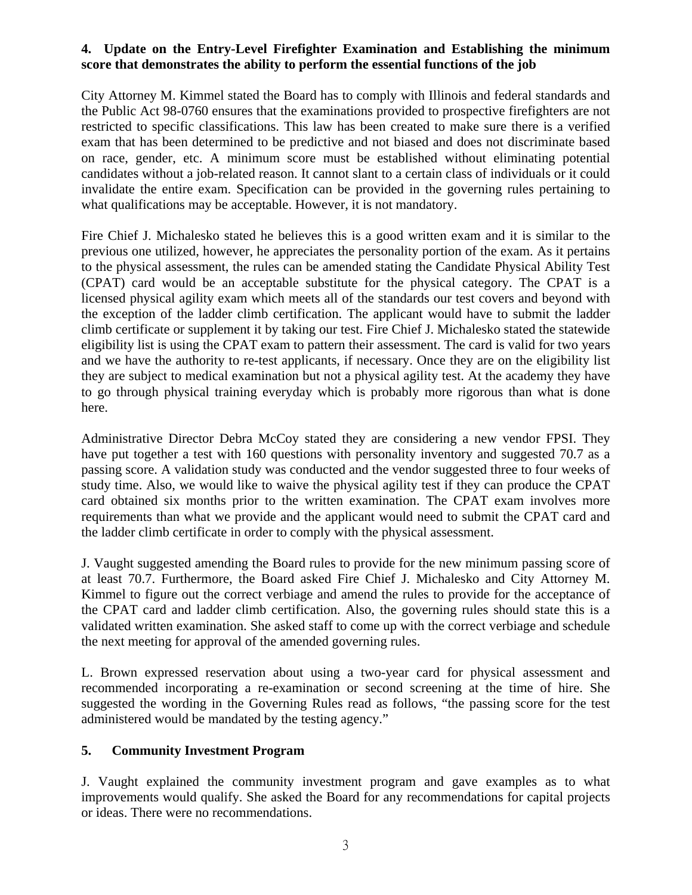**4. Update on the Entry-Level Firefighter Examination and Establishing the minimum score that demonstrates the ability to perform the essential functions of the job**

City Attorney M. Kimmel stated the Board has to comply with Illinois and federal standards and the Public Act 98-0760 ensures that the examinations provided to prospective firefighters are not restricted to specific classifications. This law has been created to make sure there is a verified exam that has been determined to be predictive and not biased and does not discriminate based on race, gender, etc. A minimum score must be established without eliminating potential candidates without a job-related reason. It cannot slant to a certain class of individuals or it could invalidate the entire exam. Specification can be provided in the governing rules pertaining to what qualifications may be acceptable. However, it is not mandatory.

Fire Chief J. Michalesko stated he believes this is a good written exam and it is similar to the previous one utilized, however, he appreciates the personality portion of the exam. As it pertains to the physical assessment, the rules can be amended stating the Candidate Physical Ability Test (CPAT) card would be an acceptable substitute for the physical category. The CPAT is a licensed physical agility exam which meets all of the standards our test covers and beyond with the exception of the ladder climb certification. The applicant would have to submit the ladder climb certificate or supplement it by taking our test. Fire Chief J. Michalesko stated the statewide eligibility list is using the CPAT exam to pattern their assessment. The card is valid for two years and we have the authority to re-test applicants, if necessary. Once they are on the eligibility list they are subject to medical examination but not a physical agility test. At the academy they have to go through physical training everyday which is probably more rigorous than what is done here.

Administrative Director Debra McCoy stated they are considering a new vendor FPSI. They have put together a test with 160 questions with personality inventory and suggested 70.7 as a passing score. A validation study was conducted and the vendor suggested three to four weeks of study time. Also, we would like to waive the physical agility test if they can produce the CPAT card obtained six months prior to the written examination. The CPAT exam involves more requirements than what we provide and the applicant would need to submit the CPAT card and the ladder climb certificate in order to comply with the physical assessment.

J. Vaught suggested amending the Board rules to provide for the new minimum passing score of at least 70.7. Furthermore, the Board asked Fire Chief J. Michalesko and City Attorney M. Kimmel to figure out the correct verbiage and amend the rules to provide for the acceptance of the CPAT card and ladder climb certification. Also, the governing rules should state this is a validated written examination. She asked staff to come up with the correct verbiage and schedule the next meeting for approval of the amended governing rules.

L. Brown expressed reservation about using a two-year card for physical assessment and recommended incorporating a re-examination or second screening at the time of hire. She suggested the wording in the Governing Rules read as follows, "the passing score for the test administered would be mandated by the testing agency."

**5. Community Investment Program**

J. Vaught explained the community investment program and gave examples as to what improvements would qualify. She asked the Board for any recommendations for capital projects or ideas. There were no recommendations.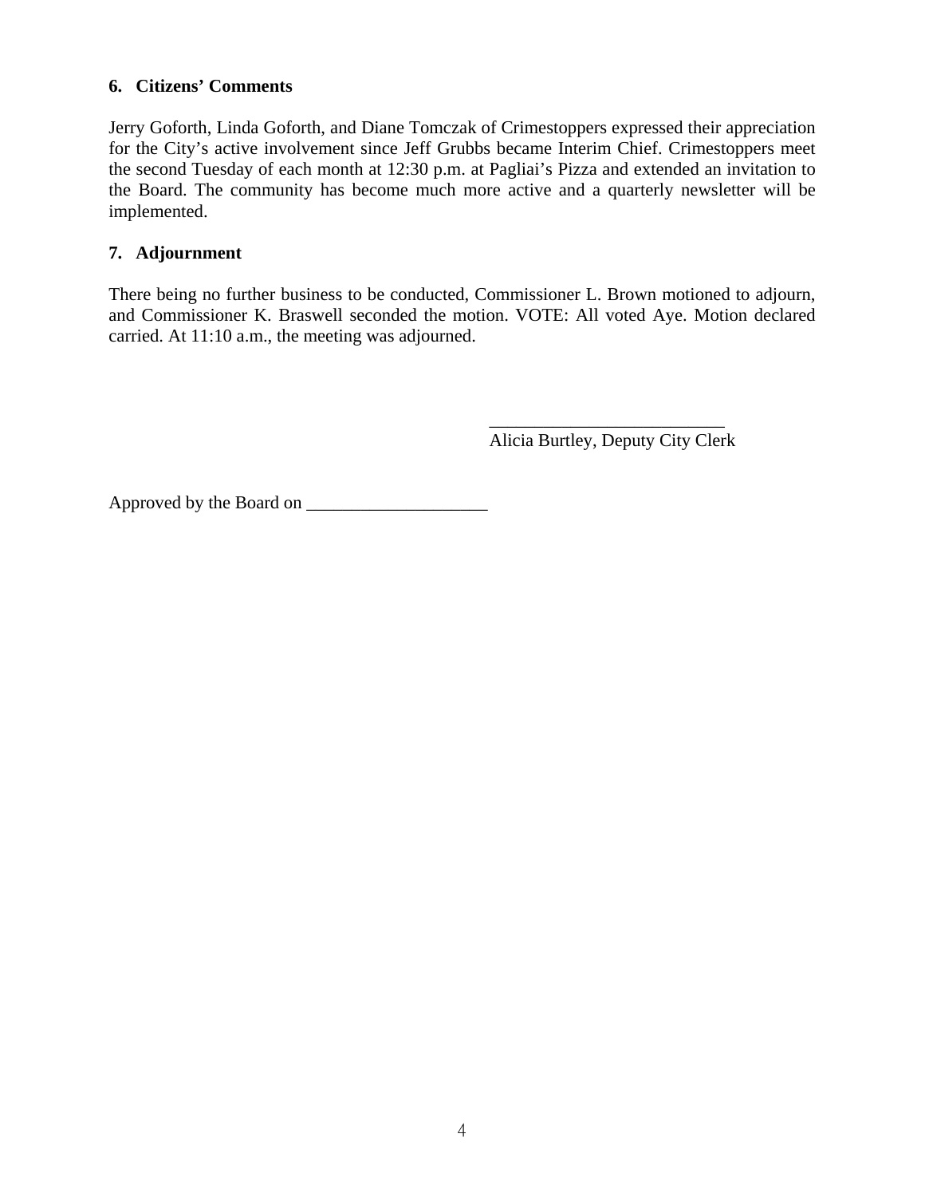**6. Citizens' Comments**

Jerry Goforth, Linda Goforth, and Diane Tomczak of Crimestoppers expressed their appreciation for the City's active involvement since Jeff Grubbs became Interim Chief. Crimestoppers meet the second Tuesday of each month at 12:30 p.m. at Pagliai's Pizza and extended an invitation to the Board. The community has become much more active and a quarterly newsletter will be implemented.

**7. Adjournment**

There being no further business to be conducted, Commissioner L. Brown motioned to adjourn, and Commissioner K. Braswell seconded the motion. VOTE: All voted Aye. Motion declared carried. At 11:10 a.m., the meeting was adjourned.

__________________________
Alicia Burtley, Deputy City Clerk

Approved by the Board on ____________________